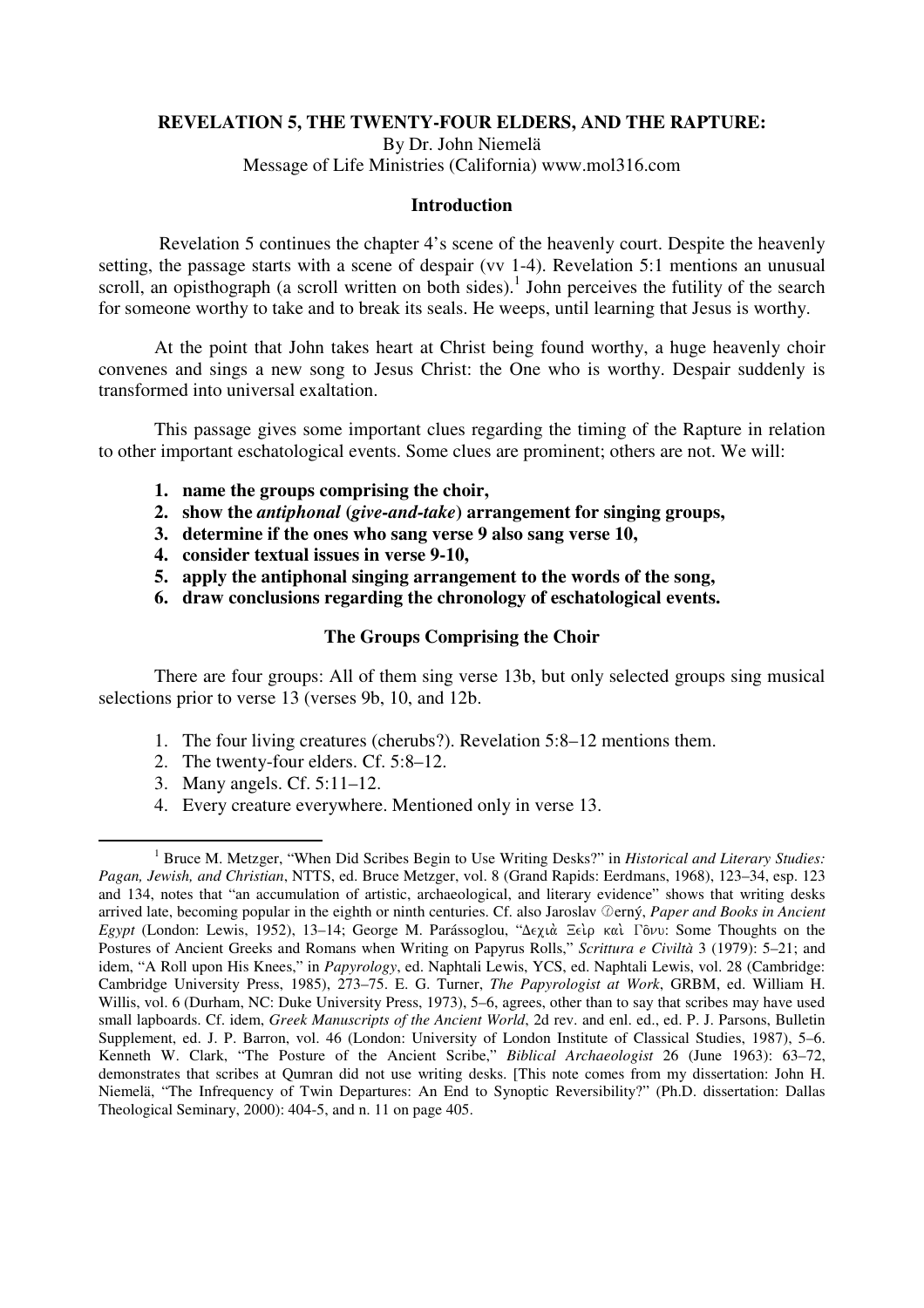**REVELATION 5, THE TWENTY-FOUR ELDERS, AND THE RAPTURE:**

By Dr. John Niemelä

Message of Life Ministries (California) www.mol316.com

## Introduction

Revelation 5 continues the chapter 4's scene of the heavenly court. Despite the heavenly setting, the passage starts with a scene of despair (vv 1-4). Revelation 5:1 mentions an unusual scroll, an opisthograph (a scroll written on both sides).[1] John perceives the futility of the search for someone worthy to take and to break its seals. He weeps, until learning that Jesus is worthy.

At the point that John takes heart at Christ being found worthy, a huge heavenly choir convenes and sings a new song to Jesus Christ: the One who is worthy. Despair suddenly is transformed into universal exaltation.

This passage gives some important clues regarding the timing of the Rapture in relation to other important eschatological events. Some clues are prominent; others are not. We will:

1. **name the groups comprising the choir,**
2. **show the *antiphonal* (*give-and-take*) arrangement for singing groups,**
3. **determine if the ones who sang verse 9 also sang verse 10,**
4. **consider textual issues in verse 9-10,**
5. **apply the antiphonal singing arrangement to the words of the song,**
6. **draw conclusions regarding the chronology of eschatological events.**

## The Groups Comprising the Choir

There are four groups: All of them sing verse 13b, but only selected groups sing musical selections prior to verse 13 (verses 9b, 10, and 12b.

1. The four living creatures (cherubs?). Revelation 5:8–12 mentions them.
2. The twenty-four elders. Cf. 5:8–12.
3. Many angels. Cf. 5:11–12.
4. Every creature everywhere. Mentioned only in verse 13.

---

[1] Bruce M. Metzger, "When Did Scribes Begin to Use Writing Desks?" in *Historical and Literary Studies: Pagan, Jewish, and Christian*, NTTS, ed. Bruce Metzger, vol. 8 (Grand Rapids: Eerdmans, 1968), 123–34, esp. 123 and 134, notes that "an accumulation of artistic, archaeological, and literary evidence" shows that writing desks arrived late, becoming popular in the eighth or ninth centuries. Cf. also Jaroslav Černý, *Paper and Books in Ancient Egypt* (London: Lewis, 1952), 13–14; George M. Parássoglou, "Δεχιὰ Ξεὶρ καὶ Γôνυ: Some Thoughts on the Postures of Ancient Greeks and Romans when Writing on Papyrus Rolls," *Scrittura e Civiltà* 3 (1979): 5–21; and idem, "A Roll upon His Knees," in *Papyrology*, ed. Naphtali Lewis, YCS, ed. Naphtali Lewis, vol. 28 (Cambridge: Cambridge University Press, 1985), 273–75. E. G. Turner, *The Papyrologist at Work*, GRBM, ed. William H. Willis, vol. 6 (Durham, NC: Duke University Press, 1973), 5–6, agrees, other than to say that scribes may have used small lapboards. Cf. idem, *Greek Manuscripts of the Ancient World*, 2d rev. and enl. ed., ed. P. J. Parsons, Bulletin Supplement, ed. J. P. Barron, vol. 46 (London: University of London Institute of Classical Studies, 1987), 5–6. Kenneth W. Clark, "The Posture of the Ancient Scribe," *Biblical Archaeologist* 26 (June 1963): 63–72, demonstrates that scribes at Qumran did not use writing desks. [This note comes from my dissertation: John H. Niemelä, "The Infrequency of Twin Departures: An End to Synoptic Reversibility?" (Ph.D. dissertation: Dallas Theological Seminary, 2000): 404-5, and n. 11 on page 405.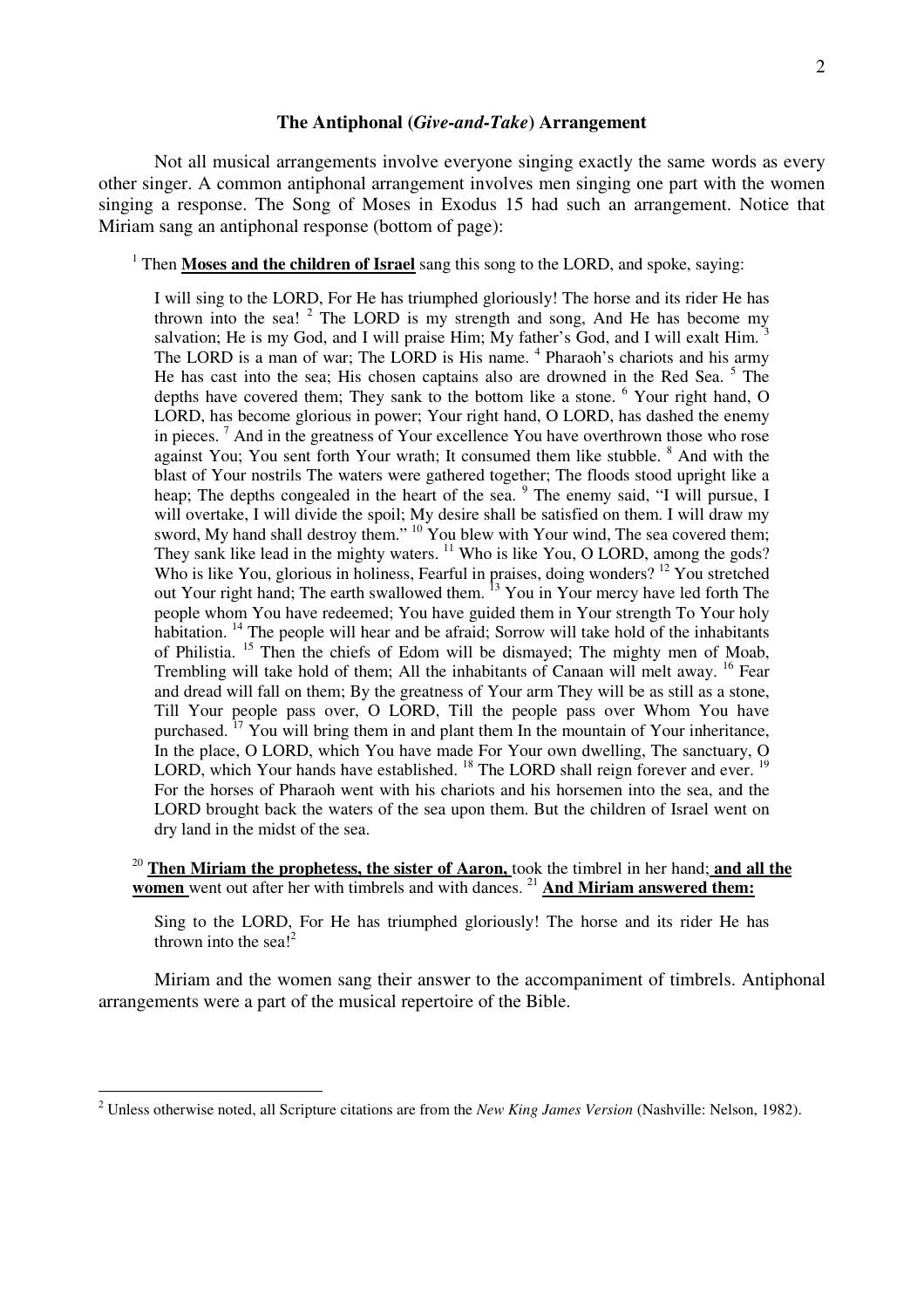### The Antiphonal (*Give-and-Take*) Arrangement

Not all musical arrangements involve everyone singing exactly the same words as every other singer. A common antiphonal arrangement involves men singing one part with the women singing a response. The Song of Moses in Exodus 15 had such an arrangement. Notice that Miriam sang an antiphonal response (bottom of page):

[1] Then **Moses and the children of Israel** sang this song to the LORD, and spoke, saying:

> I will sing to the LORD, For He has triumphed gloriously! The horse and its rider He has thrown into the sea! [2] The LORD is my strength and song, And He has become my salvation; He is my God, and I will praise Him; My father's God, and I will exalt Him. [3] The LORD is a man of war; The LORD is His name. [4] Pharaoh's chariots and his army He has cast into the sea; His chosen captains also are drowned in the Red Sea. [5] The depths have covered them; They sank to the bottom like a stone. [6] Your right hand, O LORD, has become glorious in power; Your right hand, O LORD, has dashed the enemy in pieces. [7] And in the greatness of Your excellence You have overthrown those who rose against You; You sent forth Your wrath; It consumed them like stubble. [8] And with the blast of Your nostrils The waters were gathered together; The floods stood upright like a heap; The depths congealed in the heart of the sea. [9] The enemy said, "I will pursue, I will overtake, I will divide the spoil; My desire shall be satisfied on them. I will draw my sword, My hand shall destroy them." [10] You blew with Your wind, The sea covered them; They sank like lead in the mighty waters. [11] Who is like You, O LORD, among the gods? Who is like You, glorious in holiness, Fearful in praises, doing wonders? [12] You stretched out Your right hand; The earth swallowed them. [13] You in Your mercy have led forth The people whom You have redeemed; You have guided them in Your strength To Your holy habitation. [14] The people will hear and be afraid; Sorrow will take hold of the inhabitants of Philistia. [15] Then the chiefs of Edom will be dismayed; The mighty men of Moab, Trembling will take hold of them; All the inhabitants of Canaan will melt away. [16] Fear and dread will fall on them; By the greatness of Your arm They will be as still as a stone, Till Your people pass over, O LORD, Till the people pass over Whom You have purchased. [17] You will bring them in and plant them In the mountain of Your inheritance, In the place, O LORD, which You have made For Your own dwelling, The sanctuary, O LORD, which Your hands have established. [18] The LORD shall reign forever and ever. [19] For the horses of Pharaoh went with his chariots and his horsemen into the sea, and the LORD brought back the waters of the sea upon them. But the children of Israel went on dry land in the midst of the sea.

[20] **Then Miriam the prophetess, the sister of Aaron,** took the timbrel in her hand; **and all the women** went out after her with timbrels and with dances. [21] **And Miriam answered them:**

> Sing to the LORD, For He has triumphed gloriously! The horse and its rider He has thrown into the sea![2]

Miriam and the women sang their answer to the accompaniment of timbrels. Antiphonal arrangements were a part of the musical repertoire of the Bible.

---

[2] Unless otherwise noted, all Scripture citations are from the *New King James Version* (Nashville: Nelson, 1982).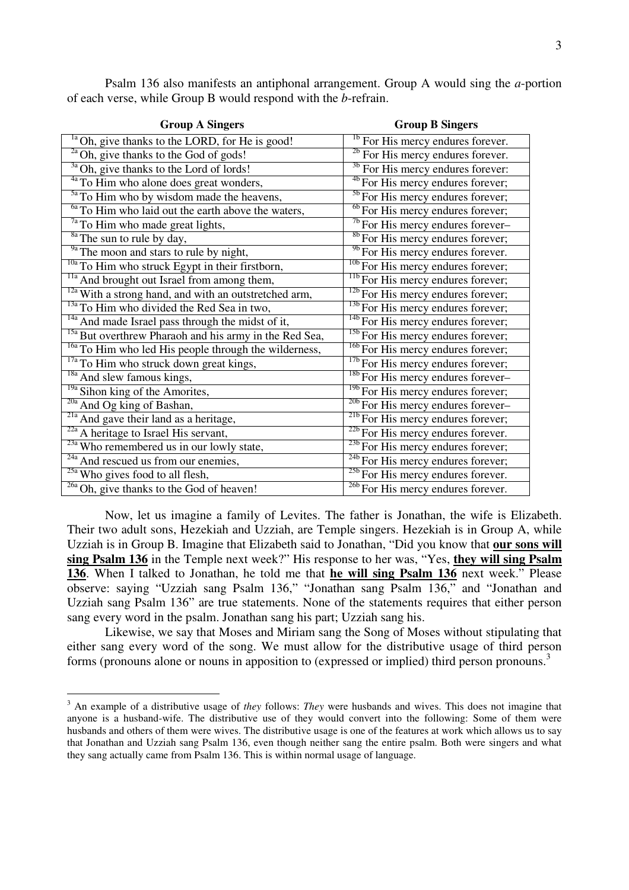Psalm 136 also manifests an antiphonal arrangement. Group A would sing the *a*-portion of each verse, while Group B would respond with the *b*-refrain.

| Group A Singers | Group B Singers |
|---|---|
| 1a Oh, give thanks to the LORD, for He is good! | 1b For His mercy endures forever. |
| 2a Oh, give thanks to the God of gods! | 2b For His mercy endures forever. |
| 3a Oh, give thanks to the Lord of lords! | 3b For His mercy endures forever: |
| 4a To Him who alone does great wonders, | 4b For His mercy endures forever; |
| 5a To Him who by wisdom made the heavens, | 5b For His mercy endures forever; |
| 6a To Him who laid out the earth above the waters, | 6b For His mercy endures forever; |
| 7a To Him who made great lights, | 7b For His mercy endures forever– |
| 8a The sun to rule by day, | 8b For His mercy endures forever; |
| 9a The moon and stars to rule by night, | 9b For His mercy endures forever. |
| 10a To Him who struck Egypt in their firstborn, | 10b For His mercy endures forever; |
| 11a And brought out Israel from among them, | 11b For His mercy endures forever; |
| 12a With a strong hand, and with an outstretched arm, | 12b For His mercy endures forever; |
| 13a To Him who divided the Red Sea in two, | 13b For His mercy endures forever; |
| 14a And made Israel pass through the midst of it, | 14b For His mercy endures forever; |
| 15a But overthrew Pharaoh and his army in the Red Sea, | 15b For His mercy endures forever; |
| 16a To Him who led His people through the wilderness, | 16b For His mercy endures forever; |
| 17a To Him who struck down great kings, | 17b For His mercy endures forever; |
| 18a And slew famous kings, | 18b For His mercy endures forever– |
| 19a Sihon king of the Amorites, | 19b For His mercy endures forever; |
| 20a And Og king of Bashan, | 20b For His mercy endures forever– |
| 21a And gave their land as a heritage, | 21b For His mercy endures forever; |
| 22a A heritage to Israel His servant, | 22b For His mercy endures forever. |
| 23a Who remembered us in our lowly state, | 23b For His mercy endures forever; |
| 24a And rescued us from our enemies, | 24b For His mercy endures forever; |
| 25a Who gives food to all flesh, | 25b For His mercy endures forever. |
| 26a Oh, give thanks to the God of heaven! | 26b For His mercy endures forever. |

Now, let us imagine a family of Levites. The father is Jonathan, the wife is Elizabeth. Their two adult sons, Hezekiah and Uzziah, are Temple singers. Hezekiah is in Group A, while Uzziah is in Group B. Imagine that Elizabeth said to Jonathan, "Did you know that **our sons will sing Psalm 136** in the Temple next week?" His response to her was, "Yes, **they will sing Psalm 136**. When I talked to Jonathan, he told me that **he will sing Psalm 136** next week." Please observe: saying "Uzziah sang Psalm 136," "Jonathan sang Psalm 136," and "Jonathan and Uzziah sang Psalm 136" are true statements. None of the statements requires that either person sang every word in the psalm. Jonathan sang his part; Uzziah sang his.

Likewise, we say that Moses and Miriam sang the Song of Moses without stipulating that either sang every word of the song. We must allow for the distributive usage of third person forms (pronouns alone or nouns in apposition to (expressed or implied) third person pronouns.[3]

[3] An example of a distributive usage of *they* follows: *They* were husbands and wives. This does not imagine that anyone is a husband-wife. The distributive use of they would convert into the following: Some of them were husbands and others of them were wives. The distributive usage is one of the features at work which allows us to say that Jonathan and Uzziah sang Psalm 136, even though neither sang the entire psalm. Both were singers and what they sang actually came from Psalm 136. This is within normal usage of language.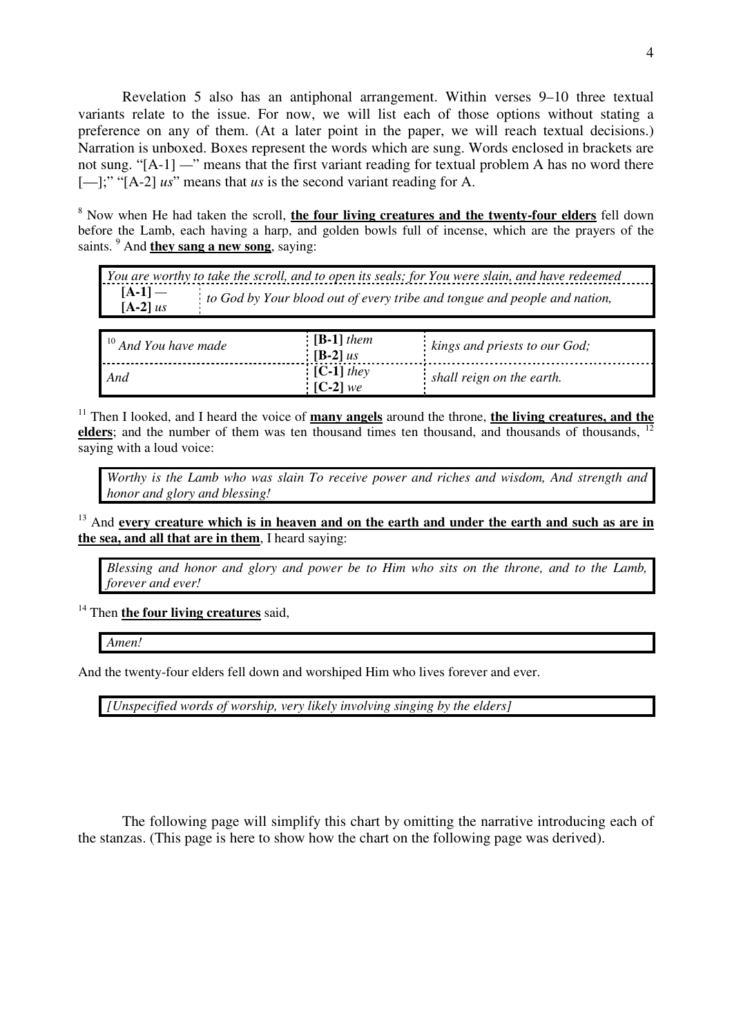Revelation 5 also has an antiphonal arrangement. Within verses 9–10 three textual variants relate to the issue. For now, we will list each of those options without stating a preference on any of them. (At a later point in the paper, we will reach textual decisions.) Narration is unboxed. Boxes represent the words which are sung. Words enclosed in brackets are not sung. "[A-1] —" means that the first variant reading for textual problem A has no word there [—];" "[A-2] *us*" means that *us* is the second variant reading for A.

[8] Now when He had taken the scroll, **the four living creatures and the twenty-four elders** fell down before the Lamb, each having a harp, and golden bowls full of incense, which are the prayers of the saints. [9] And **they sang a new song**, saying:

| *You are worthy to take the scroll, and to open its seals; for You were slain, and have redeemed* | |
|---|---|
| **[A-1]** —<br>**[A-2]** *us* | *to God by Your blood out of every tribe and tongue and people and nation,* |

| | | |
|---|---|---|
| [10] *And You have made* | **[B-1]** *them*<br>**[B-2]** *us* | *kings and priests to our God;* |
| *And* | **[C-1]** *they*<br>**[C-2]** *we* | *shall reign on the earth.* |

[11] Then I looked, and I heard the voice of **many angels** around the throne, **the living creatures, and the elders**; and the number of them was ten thousand times ten thousand, and thousands of thousands, [12] saying with a loud voice:

| *Worthy is the Lamb who was slain To receive power and riches and wisdom, And strength and honor and glory and blessing!* |
|---|

[13] And **every creature which is in heaven and on the earth and under the earth and such as are in the sea, and all that are in them**, I heard saying:

| *Blessing and honor and glory and power be to Him who sits on the throne, and to the Lamb, forever and ever!* |
|---|

[14] Then **the four living creatures** said,

| *Amen!* |
|---|

And the twenty-four elders fell down and worshiped Him who lives forever and ever.

| *[Unspecified words of worship, very likely involving singing by the elders]* |
|---|

The following page will simplify this chart by omitting the narrative introducing each of the stanzas. (This page is here to show how the chart on the following page was derived).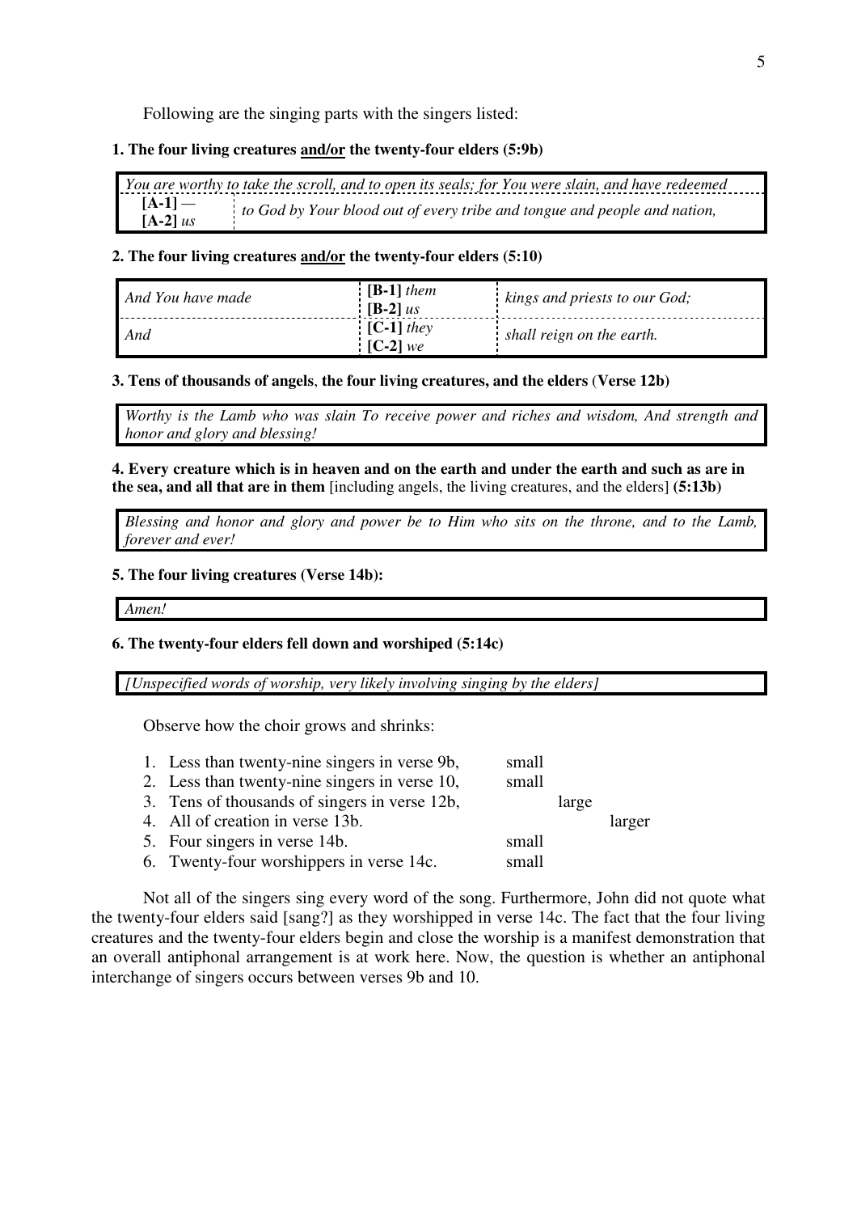Following are the singing parts with the singers listed:

**1. The four living creatures <u>and/or</u> the twenty-four elders (5:9b)**

| *You are worthy to take the scroll, and to open its seals; for You were slain, and have redeemed* | |
|---|---|
| **[A-1]** — **[A-2]** *us* | *to God by Your blood out of every tribe and tongue and people and nation,* |

**2. The four living creatures <u>and/or</u> the twenty-four elders (5:10)**

| | | |
|---|---|---|
| *And You have made* | **[B-1]** *them* **[B-2]** *us* | *kings and priests to our God;* |
| *And* | **[C-1]** *they* **[C-2]** *we* | *shall reign on the earth.* |

**3. Tens of thousands of angels**, **the four living creatures, and the elders** (**Verse 12b)**

> *Worthy is the Lamb who was slain To receive power and riches and wisdom, And strength and honor and glory and blessing!*

**4. Every creature which is in heaven and on the earth and under the earth and such as are in the sea, and all that are in them** [including angels, the living creatures, and the elders] **(5:13b)**

> *Blessing and honor and glory and power be to Him who sits on the throne, and to the Lamb, forever and ever!*

**5. The four living creatures (Verse 14b):**

> *Amen!*

**6. The twenty-four elders fell down and worshiped (5:14c)**

> *[Unspecified words of worship, very likely involving singing by the elders]*

Observe how the choir grows and shrinks:

| | | | |
|---|---|---|---|
| 1. Less than twenty-nine singers in verse 9b, | small | | |
| 2. Less than twenty-nine singers in verse 10, | small | | |
| 3. Tens of thousands of singers in verse 12b, | | large | |
| 4. All of creation in verse 13b. | | | larger |
| 5. Four singers in verse 14b. | small | | |
| 6. Twenty-four worshippers in verse 14c. | small | | |

Not all of the singers sing every word of the song. Furthermore, John did not quote what the twenty-four elders said [sang?] as they worshipped in verse 14c. The fact that the four living creatures and the twenty-four elders begin and close the worship is a manifest demonstration that an overall antiphonal arrangement is at work here. Now, the question is whether an antiphonal interchange of singers occurs between verses 9b and 10.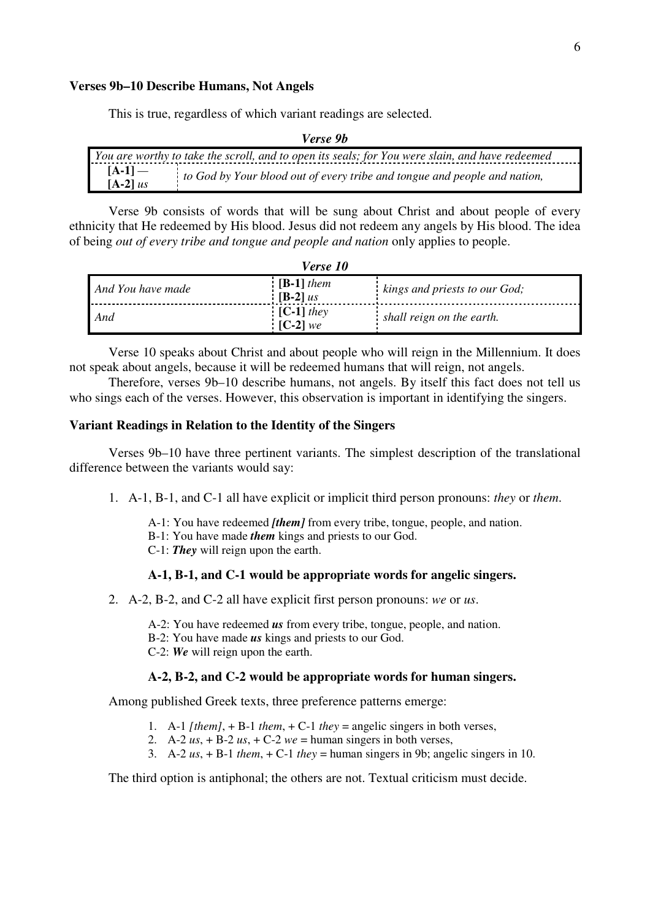**Verses 9b–10 Describe Humans, Not Angels**

This is true, regardless of which variant readings are selected.

***Verse 9b***

| *You are worthy to take the scroll, and to open its seals; for You were slain, and have redeemed* | |
|---|---|
| **[A-1]** — <br> **[A-2]** *us* | *to God by Your blood out of every tribe and tongue and people and nation,* |

Verse 9b consists of words that will be sung about Christ and about people of every ethnicity that He redeemed by His blood. Jesus did not redeem any angels by His blood. The idea of being *out of every tribe and tongue and people and nation* only applies to people.

***Verse 10***

| | | |
|---|---|---|
| *And You have made* | **[B-1]** *them* <br> **[B-2]** *us* | *kings and priests to our God;* |
| *And* | **[C-1]** *they* <br> **[C-2]** *we* | *shall reign on the earth.* |

Verse 10 speaks about Christ and about people who will reign in the Millennium. It does not speak about angels, because it will be redeemed humans that will reign, not angels.

Therefore, verses 9b–10 describe humans, not angels. By itself this fact does not tell us who sings each of the verses. However, this observation is important in identifying the singers.

**Variant Readings in Relation to the Identity of the Singers**

Verses 9b–10 have three pertinent variants. The simplest description of the translational difference between the variants would say:

1. A-1, B-1, and C-1 all have explicit or implicit third person pronouns: *they* or *them*.

   A-1: You have redeemed ***[them]*** from every tribe, tongue, people, and nation.
   B-1: You have made ***them*** kings and priests to our God.
   C-1: ***They*** will reign upon the earth.

   **A-1, B-1, and C-1 would be appropriate words for angelic singers.**

2. A-2, B-2, and C-2 all have explicit first person pronouns: *we* or *us*.

   A-2: You have redeemed ***us*** from every tribe, tongue, people, and nation.
   B-2: You have made ***us*** kings and priests to our God.
   C-2: ***We*** will reign upon the earth.

   **A-2, B-2, and C-2 would be appropriate words for human singers.**

Among published Greek texts, three preference patterns emerge:

1. A-1 *[them]*, + B-1 *them*, + C-1 *they* = angelic singers in both verses,
2. A-2 *us*, + B-2 *us*, + C-2 *we* = human singers in both verses,
3. A-2 *us*, + B-1 *them*, + C-1 *they* = human singers in 9b; angelic singers in 10.

The third option is antiphonal; the others are not. Textual criticism must decide.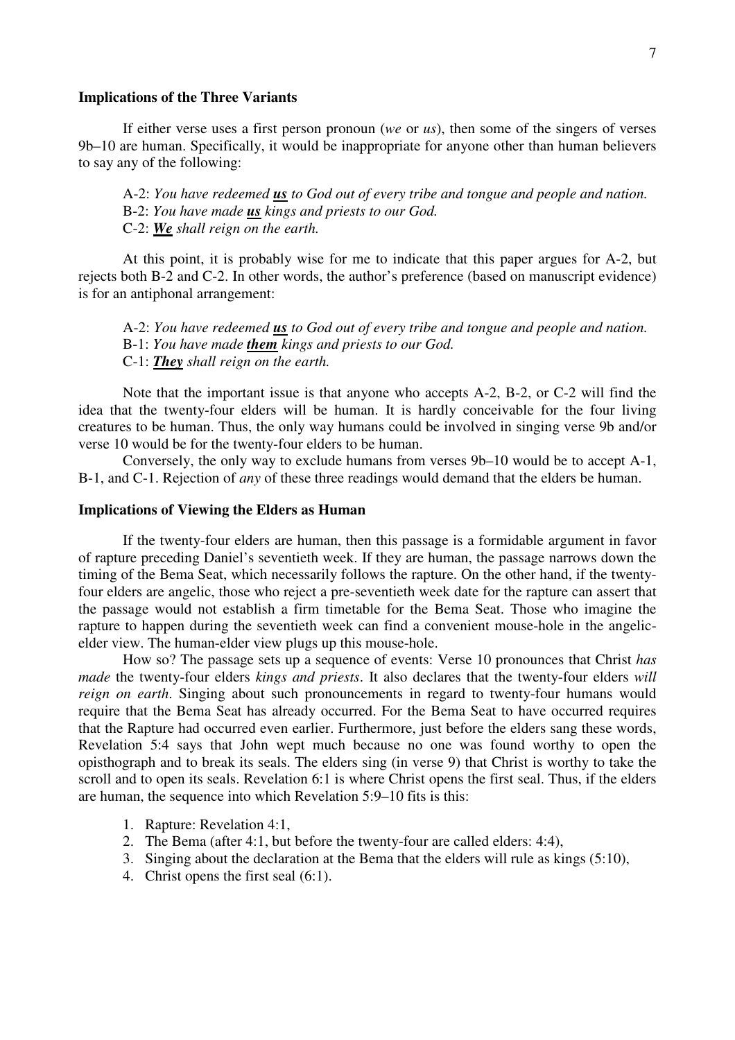**Implications of the Three Variants**

If either verse uses a first person pronoun (*we* or *us*), then some of the singers of verses 9b–10 are human. Specifically, it would be inappropriate for anyone other than human believers to say any of the following:

> A-2: *You have redeemed **us** to God out of every tribe and tongue and people and nation.*
> B-2: *You have made **us** kings and priests to our God.*
> C-2: ***We** shall reign on the earth.*

At this point, it is probably wise for me to indicate that this paper argues for A-2, but rejects both B-2 and C-2. In other words, the author's preference (based on manuscript evidence) is for an antiphonal arrangement:

> A-2: *You have redeemed **us** to God out of every tribe and tongue and people and nation.*
> B-1: *You have made **them** kings and priests to our God.*
> C-1: ***They** shall reign on the earth.*

Note that the important issue is that anyone who accepts A-2, B-2, or C-2 will find the idea that the twenty-four elders will be human. It is hardly conceivable for the four living creatures to be human. Thus, the only way humans could be involved in singing verse 9b and/or verse 10 would be for the twenty-four elders to be human.

Conversely, the only way to exclude humans from verses 9b–10 would be to accept A-1, B-1, and C-1. Rejection of *any* of these three readings would demand that the elders be human.

**Implications of Viewing the Elders as Human**

If the twenty-four elders are human, then this passage is a formidable argument in favor of rapture preceding Daniel's seventieth week. If they are human, the passage narrows down the timing of the Bema Seat, which necessarily follows the rapture. On the other hand, if the twenty-four elders are angelic, those who reject a pre-seventieth week date for the rapture can assert that the passage would not establish a firm timetable for the Bema Seat. Those who imagine the rapture to happen during the seventieth week can find a convenient mouse-hole in the angelic-elder view. The human-elder view plugs up this mouse-hole.

How so? The passage sets up a sequence of events: Verse 10 pronounces that Christ *has made* the twenty-four elders *kings and priests*. It also declares that the twenty-four elders *will reign on earth*. Singing about such pronouncements in regard to twenty-four humans would require that the Bema Seat has already occurred. For the Bema Seat to have occurred requires that the Rapture had occurred even earlier. Furthermore, just before the elders sang these words, Revelation 5:4 says that John wept much because no one was found worthy to open the opisthograph and to break its seals. The elders sing (in verse 9) that Christ is worthy to take the scroll and to open its seals. Revelation 6:1 is where Christ opens the first seal. Thus, if the elders are human, the sequence into which Revelation 5:9–10 fits is this:

1. Rapture: Revelation 4:1,
2. The Bema (after 4:1, but before the twenty-four are called elders: 4:4),
3. Singing about the declaration at the Bema that the elders will rule as kings (5:10),
4. Christ opens the first seal (6:1).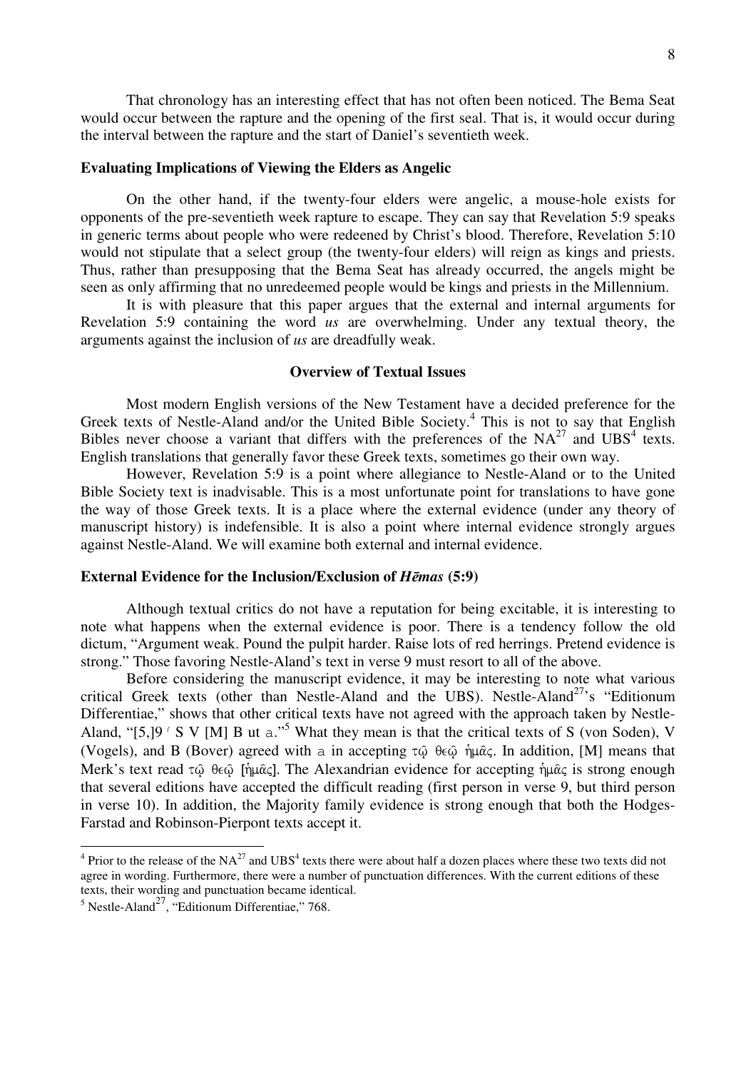That chronology has an interesting effect that has not often been noticed. The Bema Seat would occur between the rapture and the opening of the first seal. That is, it would occur during the interval between the rapture and the start of Daniel's seventieth week.

**Evaluating Implications of Viewing the Elders as Angelic**

On the other hand, if the twenty-four elders were angelic, a mouse-hole exists for opponents of the pre-seventieth week rapture to escape. They can say that Revelation 5:9 speaks in generic terms about people who were redeened by Christ's blood. Therefore, Revelation 5:10 would not stipulate that a select group (the twenty-four elders) will reign as kings and priests. Thus, rather than presupposing that the Bema Seat has already occurred, the angels might be seen as only affirming that no unredeemed people would be kings and priests in the Millennium.

It is with pleasure that this paper argues that the external and internal arguments for Revelation 5:9 containing the word *us* are overwhelming. Under any textual theory, the arguments against the inclusion of *us* are dreadfully weak.

**Overview of Textual Issues**

Most modern English versions of the New Testament have a decided preference for the Greek texts of Nestle-Aland and/or the United Bible Society.[4] This is not to say that English Bibles never choose a variant that differs with the preferences of the $NA^{27}$ and $UBS^{4}$ texts. English translations that generally favor these Greek texts, sometimes go their own way.

However, Revelation 5:9 is a point where allegiance to Nestle-Aland or to the United Bible Society text is inadvisable. This is a most unfortunate point for translations to have gone the way of those Greek texts. It is a place where the external evidence (under any theory of manuscript history) is indefensible. It is also a point where internal evidence strongly argues against Nestle-Aland. We will examine both external and internal evidence.

**External Evidence for the Inclusion/Exclusion of *Hēmas* (5:9)**

Although textual critics do not have a reputation for being excitable, it is interesting to note what happens when the external evidence is poor. There is a tendency follow the old dictum, "Argument weak. Pound the pulpit harder. Raise lots of red herrings. Pretend evidence is strong." Those favoring Nestle-Aland's text in verse 9 must resort to all of the above.

Before considering the manuscript evidence, it may be interesting to note what various critical Greek texts (other than Nestle-Aland and the UBS). Nestle-Aland[27]'s "Editionum Differentiae," shows that other critical texts have not agreed with the approach taken by Nestle-Aland, "[5,]9 ⸀ S V [M] B ut a."[5] What they mean is that the critical texts of S (von Soden), V (Vogels), and B (Bover) agreed with a in accepting τῷ θεῷ ἡμᾶς. In addition, [M] means that Merk's text read τῷ θεῷ [ἡμᾶς]. The Alexandrian evidence for accepting ἡμᾶς is strong enough that several editions have accepted the difficult reading (first person in verse 9, but third person in verse 10). In addition, the Majority family evidence is strong enough that both the Hodges-Farstad and Robinson-Pierpont texts accept it.

---

[4] Prior to the release of the $NA^{27}$ and $UBS^{4}$ texts there were about half a dozen places where these two texts did not agree in wording. Furthermore, there were a number of punctuation differences. With the current editions of these texts, their wording and punctuation became identical.

[5] Nestle-Aland[27], "Editionum Differentiae," 768.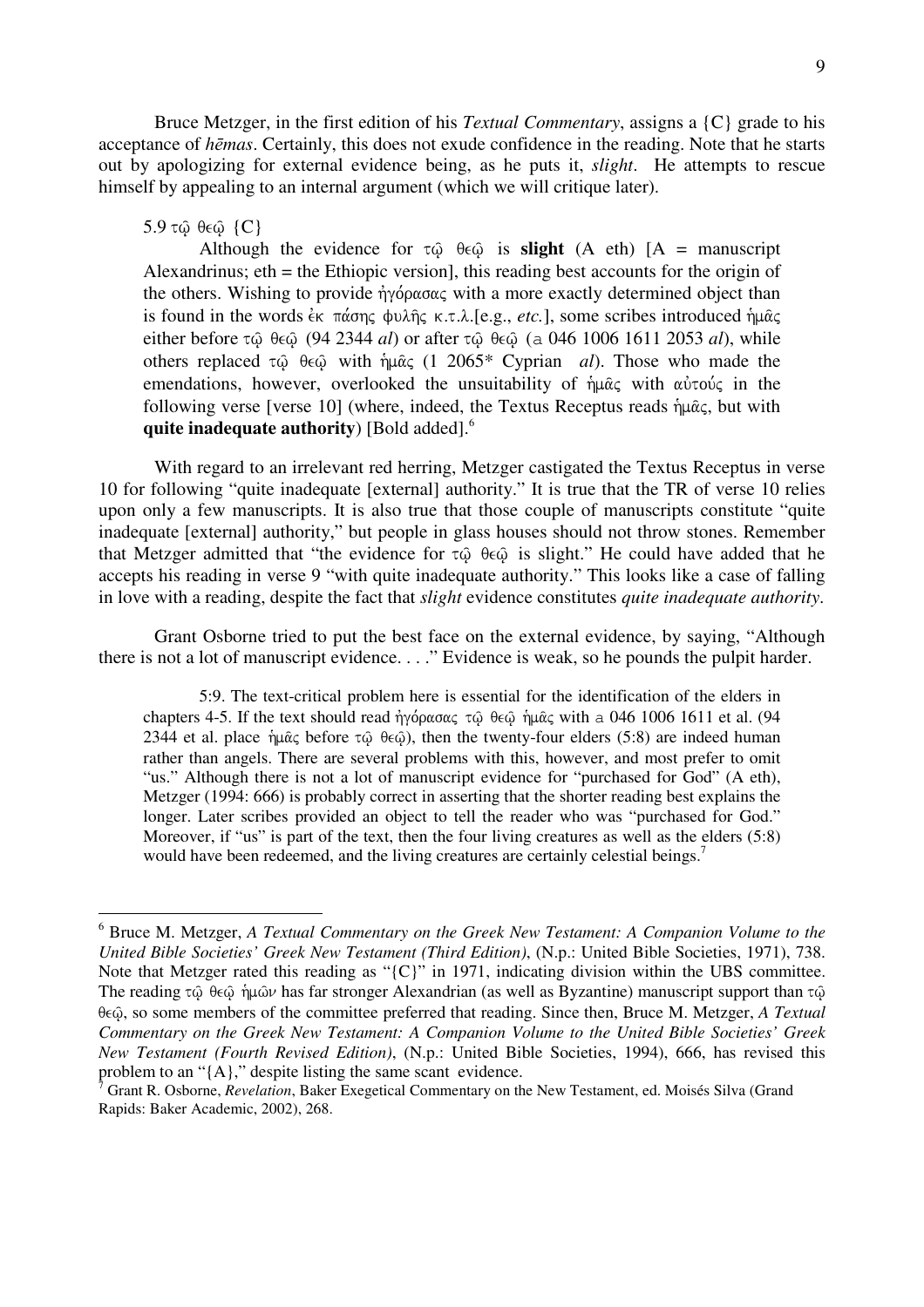Bruce Metzger, in the first edition of his *Textual Commentary*, assigns a {C} grade to his acceptance of *hēmas*. Certainly, this does not exude confidence in the reading. Note that he starts out by apologizing for external evidence being, as he puts it, *slight*. He attempts to rescue himself by appealing to an internal argument (which we will critique later).

> 5.9 τῷ θεῷ {C}
>
> Although the evidence for τῷ θεῷ is **slight** (A eth) [A = manuscript Alexandrinus; eth = the Ethiopic version], this reading best accounts for the origin of the others. Wishing to provide ἠγόρασας with a more exactly determined object than is found in the words ἐκ πάσης φυλῆς κ.τ.λ.[e.g., *etc.*], some scribes introduced ἡμᾶς either before τῷ θεῷ (94 2344 *al*) or after τῷ θεῷ (א 046 1006 1611 2053 *al*), while others replaced τῷ θεῷ with ἡμᾶς (1 2065* Cyprian *al*). Those who made the emendations, however, overlooked the unsuitability of ἡμᾶς with αὐτούς in the following verse [verse 10] (where, indeed, the Textus Receptus reads ἡμᾶς, but with **quite inadequate authority**) [Bold added].[6]

With regard to an irrelevant red herring, Metzger castigated the Textus Receptus in verse 10 for following "quite inadequate [external] authority." It is true that the TR of verse 10 relies upon only a few manuscripts. It is also true that those couple of manuscripts constitute "quite inadequate [external] authority," but people in glass houses should not throw stones. Remember that Metzger admitted that "the evidence for τῷ θεῷ is slight." He could have added that he accepts his reading in verse 9 "with quite inadequate authority." This looks like a case of falling in love with a reading, despite the fact that *slight* evidence constitutes *quite inadequate authority*.

Grant Osborne tried to put the best face on the external evidence, by saying, "Although there is not a lot of manuscript evidence. . . ." Evidence is weak, so he pounds the pulpit harder.

> 5:9. The text-critical problem here is essential for the identification of the elders in chapters 4-5. If the text should read ἠγόρασας τῷ θεῷ ἡμᾶς with א 046 1006 1611 et al. (94 2344 et al. place ἡμᾶς before τῷ θεῷ), then the twenty-four elders (5:8) are indeed human rather than angels. There are several problems with this, however, and most prefer to omit "us." Although there is not a lot of manuscript evidence for "purchased for God" (A eth), Metzger (1994: 666) is probably correct in asserting that the shorter reading best explains the longer. Later scribes provided an object to tell the reader who was "purchased for God." Moreover, if "us" is part of the text, then the four living creatures as well as the elders (5:8) would have been redeemed, and the living creatures are certainly celestial beings.[7]

---

[6] Bruce M. Metzger, *A Textual Commentary on the Greek New Testament: A Companion Volume to the United Bible Societies' Greek New Testament (Third Edition)*, (N.p.: United Bible Societies, 1971), 738. Note that Metzger rated this reading as "{C}" in 1971, indicating division within the UBS committee. The reading τῷ θεῷ ἡμῶν has far stronger Alexandrian (as well as Byzantine) manuscript support than τῷ θεῷ, so some members of the committee preferred that reading. Since then, Bruce M. Metzger, *A Textual Commentary on the Greek New Testament: A Companion Volume to the United Bible Societies' Greek New Testament (Fourth Revised Edition)*, (N.p.: United Bible Societies, 1994), 666, has revised this problem to an "{A}," despite listing the same scant evidence.

[7] Grant R. Osborne, *Revelation*, Baker Exegetical Commentary on the New Testament, ed. Moisés Silva (Grand Rapids: Baker Academic, 2002), 268.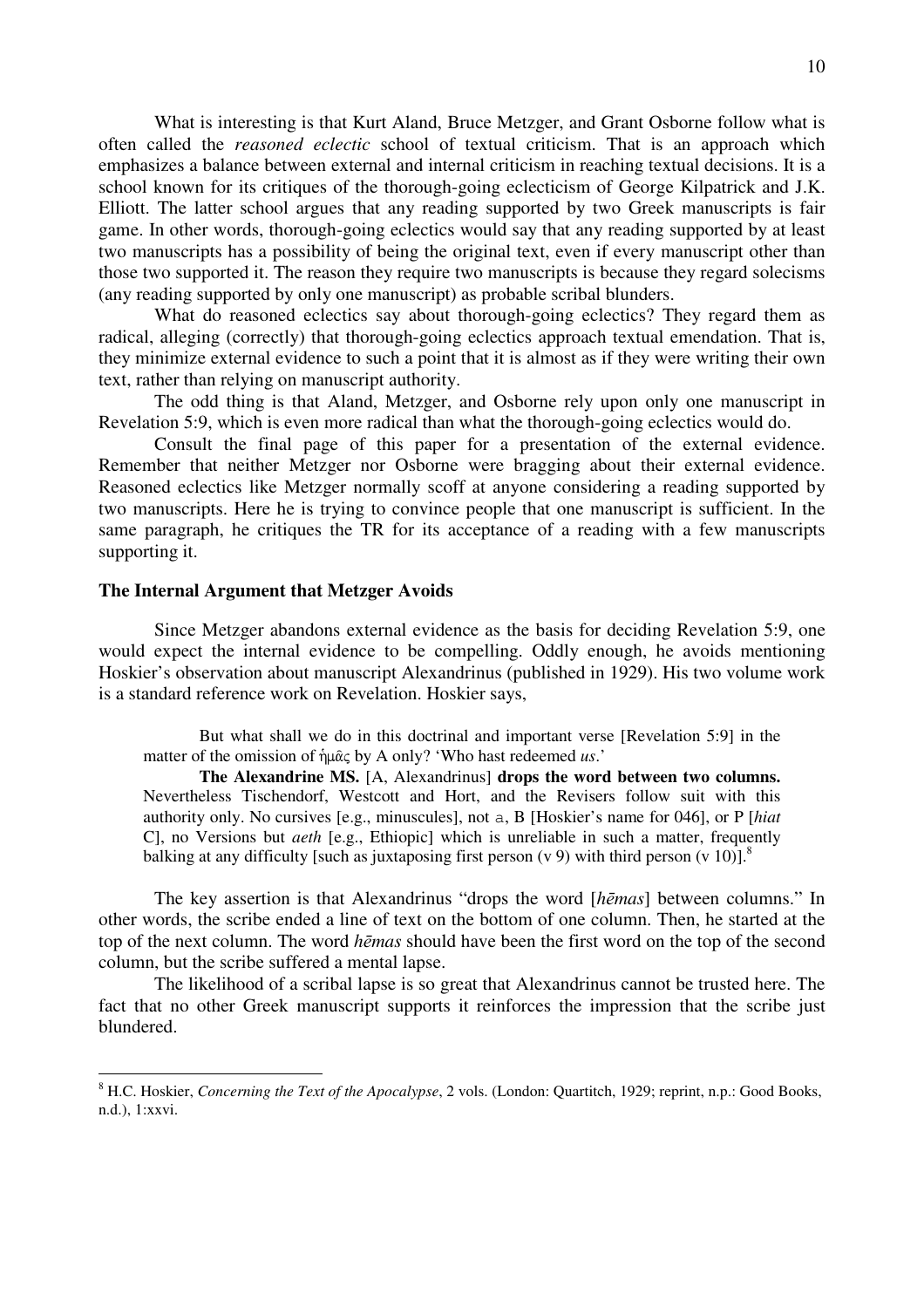What is interesting is that Kurt Aland, Bruce Metzger, and Grant Osborne follow what is often called the *reasoned eclectic* school of textual criticism. That is an approach which emphasizes a balance between external and internal criticism in reaching textual decisions. It is a school known for its critiques of the thorough-going eclecticism of George Kilpatrick and J.K. Elliott. The latter school argues that any reading supported by two Greek manuscripts is fair game. In other words, thorough-going eclectics would say that any reading supported by at least two manuscripts has a possibility of being the original text, even if every manuscript other than those two supported it. The reason they require two manuscripts is because they regard solecisms (any reading supported by only one manuscript) as probable scribal blunders.

What do reasoned eclectics say about thorough-going eclectics? They regard them as radical, alleging (correctly) that thorough-going eclectics approach textual emendation. That is, they minimize external evidence to such a point that it is almost as if they were writing their own text, rather than relying on manuscript authority.

The odd thing is that Aland, Metzger, and Osborne rely upon only one manuscript in Revelation 5:9, which is even more radical than what the thorough-going eclectics would do.

Consult the final page of this paper for a presentation of the external evidence. Remember that neither Metzger nor Osborne were bragging about their external evidence. Reasoned eclectics like Metzger normally scoff at anyone considering a reading supported by two manuscripts. Here he is trying to convince people that one manuscript is sufficient. In the same paragraph, he critiques the TR for its acceptance of a reading with a few manuscripts supporting it.

### The Internal Argument that Metzger Avoids

Since Metzger abandons external evidence as the basis for deciding Revelation 5:9, one would expect the internal evidence to be compelling. Oddly enough, he avoids mentioning Hoskier's observation about manuscript Alexandrinus (published in 1929). His two volume work is a standard reference work on Revelation. Hoskier says,

> But what shall we do in this doctrinal and important verse [Revelation 5:9] in the matter of the omission of ἡμᾶς by A only? 'Who hast redeemed *us*.'
>
> **The Alexandrine MS.** [A, Alexandrinus] **drops the word between two columns.** Nevertheless Tischendorf, Westcott and Hort, and the Revisers follow suit with this authority only. No cursives [e.g., minuscules], not a, B [Hoskier's name for 046], or P [*hiat* C], no Versions but *aeth* [e.g., Ethiopic] which is unreliable in such a matter, frequently balking at any difficulty [such as juxtaposing first person (v 9) with third person (v 10)].[8]

The key assertion is that Alexandrinus "drops the word [*hēmas*] between columns." In other words, the scribe ended a line of text on the bottom of one column. Then, he started at the top of the next column. The word *hēmas* should have been the first word on the top of the second column, but the scribe suffered a mental lapse.

The likelihood of a scribal lapse is so great that Alexandrinus cannot be trusted here. The fact that no other Greek manuscript supports it reinforces the impression that the scribe just blundered.

---

[8] H.C. Hoskier, *Concerning the Text of the Apocalypse*, 2 vols. (London: Quartitch, 1929; reprint, n.p.: Good Books, n.d.), 1:xxvi.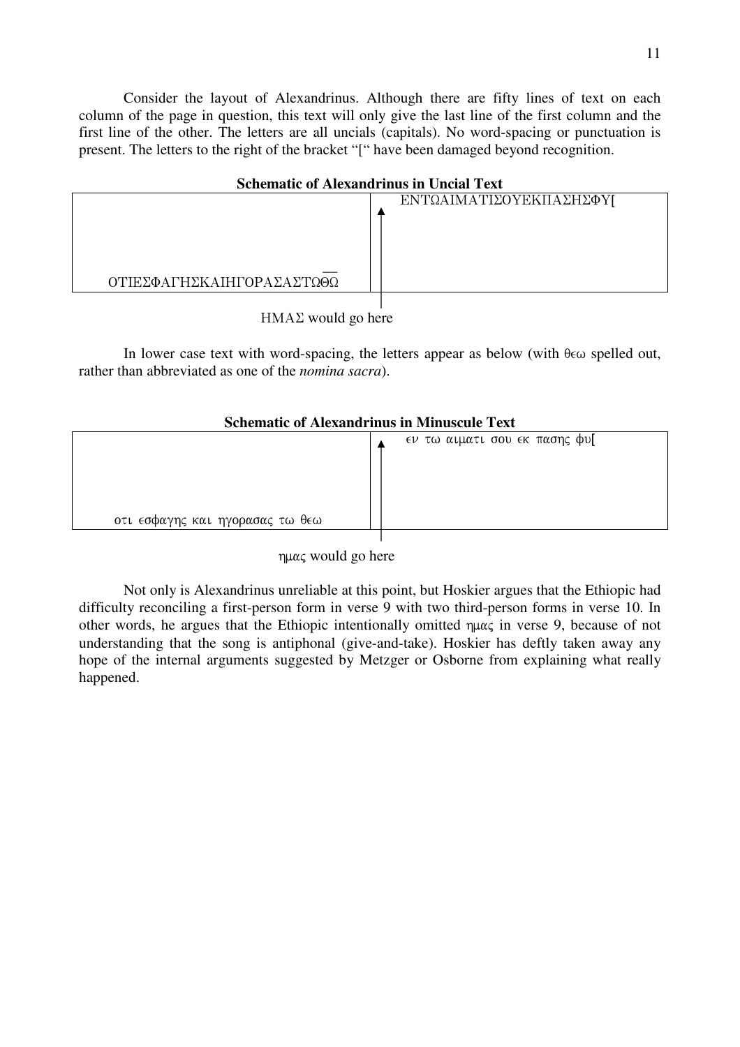Consider the layout of Alexandrinus. Although there are fifty lines of text on each column of the page in question, this text will only give the last line of the first column and the first line of the other. The letters are all uncials (capitals). No word-spacing or punctuation is present. The letters to the right of the bracket "[" have been damaged beyond recognition.

**Schematic of Alexandrinus in Uncial Text**

| | |
|---|---|
| | ↑ ΕΝΤΩΑΙΜΑΤΙΣΟΥΕΚΠΑΣΗΣΦΥ[ |
| ΟΤΙΕΣΦΑΓΗΣΚΑΙΗΓΟΡΑΣΑΣΤΩΘ̄Ω̄ | |

ΗΜΑΣ would go here

In lower case text with word-spacing, the letters appear as below (with θεω spelled out, rather than abbreviated as one of the *nomina sacra*).

**Schematic of Alexandrinus in Minuscule Text**

| | |
|---|---|
| | ↑ εν τω αιματι σου εκ πασης φυ[ |
| οτι εσφαγης και ηγορασας τω θεω | |

ημας would go here

Not only is Alexandrinus unreliable at this point, but Hoskier argues that the Ethiopic had difficulty reconciling a first-person form in verse 9 with two third-person forms in verse 10. In other words, he argues that the Ethiopic intentionally omitted ημας in verse 9, because of not understanding that the song is antiphonal (give-and-take). Hoskier has deftly taken away any hope of the internal arguments suggested by Metzger or Osborne from explaining what really happened.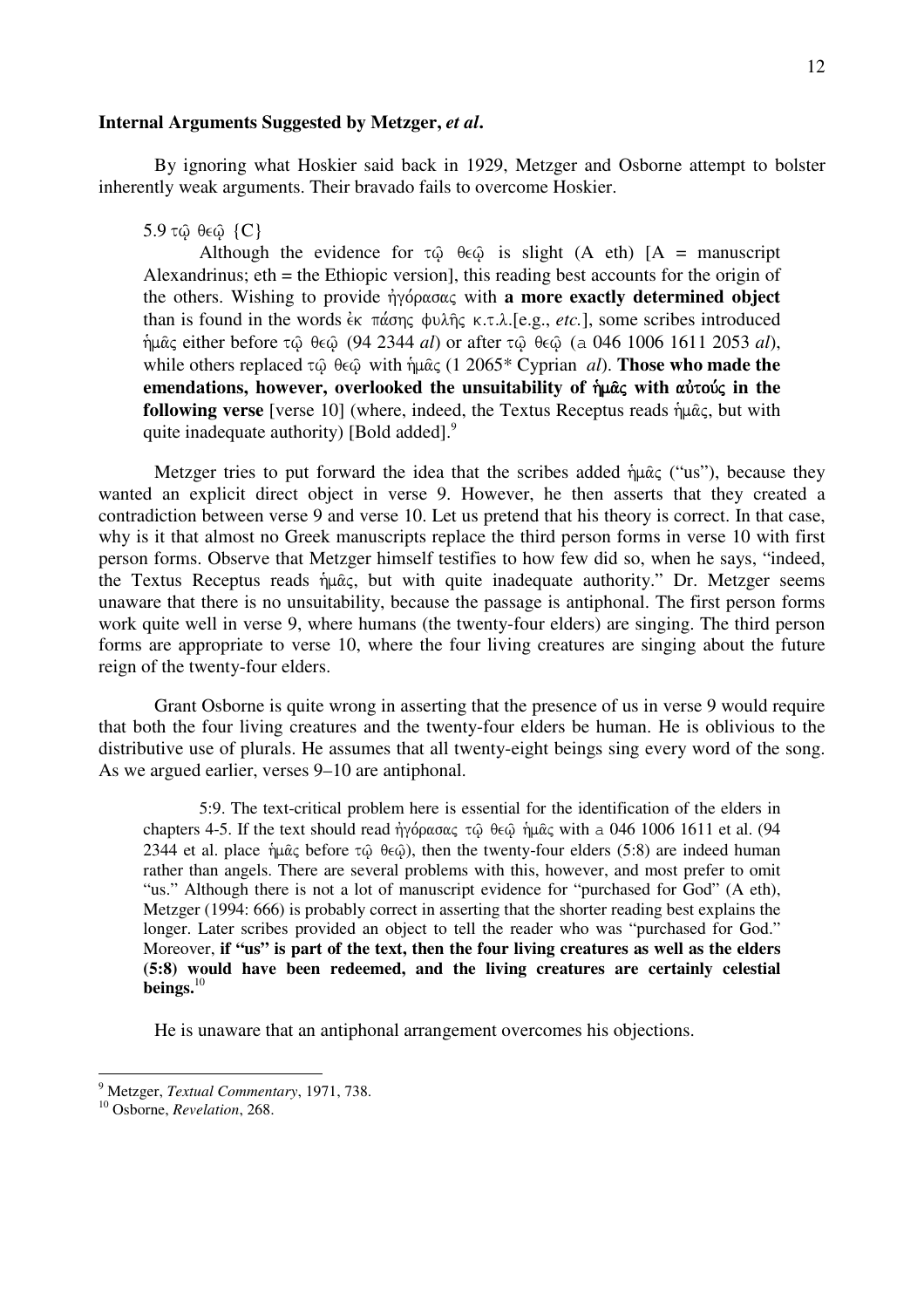**Internal Arguments Suggested by Metzger, *et al*.**

By ignoring what Hoskier said back in 1929, Metzger and Osborne attempt to bolster inherently weak arguments. Their bravado fails to overcome Hoskier.

> 5.9 τῷ θεῷ {C}
>
> Although the evidence for τῷ θεῷ is slight (A eth) [A = manuscript Alexandrinus; eth = the Ethiopic version], this reading best accounts for the origin of the others. Wishing to provide ἠγόρασας with **a more exactly determined object** than is found in the words ἐκ πάσης φυλῆς κ.τ.λ.[e.g., *etc.*], some scribes introduced ἡμᾶς either before τῷ θεῷ (94 2344 *al*) or after τῷ θεῷ (א 046 1006 1611 2053 *al*), while others replaced τῷ θεῷ with ἡμᾶς (1 2065* Cyprian *al*). **Those who made the emendations, however, overlooked the unsuitability of ἡμᾶς with αὐτούς in the following verse** [verse 10] (where, indeed, the Textus Receptus reads ἡμᾶς, but with quite inadequate authority) [Bold added].[9]

Metzger tries to put forward the idea that the scribes added ἡμᾶς ("us"), because they wanted an explicit direct object in verse 9. However, he then asserts that they created a contradiction between verse 9 and verse 10. Let us pretend that his theory is correct. In that case, why is it that almost no Greek manuscripts replace the third person forms in verse 10 with first person forms. Observe that Metzger himself testifies to how few did so, when he says, "indeed, the Textus Receptus reads ἡμᾶς, but with quite inadequate authority." Dr. Metzger seems unaware that there is no unsuitability, because the passage is antiphonal. The first person forms work quite well in verse 9, where humans (the twenty-four elders) are singing. The third person forms are appropriate to verse 10, where the four living creatures are singing about the future reign of the twenty-four elders.

Grant Osborne is quite wrong in asserting that the presence of us in verse 9 would require that both the four living creatures and the twenty-four elders be human. He is oblivious to the distributive use of plurals. He assumes that all twenty-eight beings sing every word of the song. As we argued earlier, verses 9–10 are antiphonal.

> 5:9. The text-critical problem here is essential for the identification of the elders in chapters 4-5. If the text should read ἠγόρασας τῷ θεῷ ἡμᾶς with א 046 1006 1611 et al. (94 2344 et al. place ἡμᾶς before τῷ θεῷ), then the twenty-four elders (5:8) are indeed human rather than angels. There are several problems with this, however, and most prefer to omit "us." Although there is not a lot of manuscript evidence for "purchased for God" (A eth), Metzger (1994: 666) is probably correct in asserting that the shorter reading best explains the longer. Later scribes provided an object to tell the reader who was "purchased for God." Moreover, **if "us" is part of the text, then the four living creatures as well as the elders (5:8) would have been redeemed, and the living creatures are certainly celestial beings.**[10]

He is unaware that an antiphonal arrangement overcomes his objections.

---

[9] Metzger, *Textual Commentary*, 1971, 738.

[10] Osborne, *Revelation*, 268.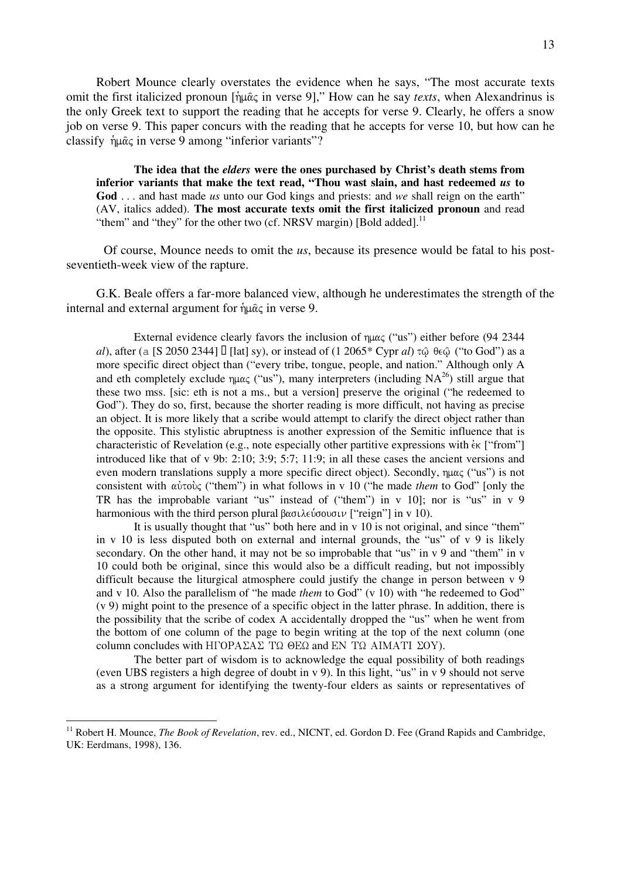Robert Mounce clearly overstates the evidence when he says, "The most accurate texts omit the first italicized pronoun [ἡμᾶς in verse 9]," How can he say *texts*, when Alexandrinus is the only Greek text to support the reading that he accepts for verse 9. Clearly, he offers a snow job on verse 9. This paper concurs with the reading that he accepts for verse 10, but how can he classify ἡμᾶς in verse 9 among "inferior variants"?

> **The idea that the *elders* were the ones purchased by Christ's death stems from inferior variants that make the text read, "Thou wast slain, and hast redeemed *us* to God** . . . and hast made *us* unto our God kings and priests: and *we* shall reign on the earth" (AV, italics added). **The most accurate texts omit the first italicized pronoun** and read "them" and "they" for the other two (cf. NRSV margin) [Bold added].[11]

Of course, Mounce needs to omit the *us*, because its presence would be fatal to his post-seventieth-week view of the rapture.

G.K. Beale offers a far-more balanced view, although he underestimates the strength of the internal and external argument for ἡμᾶς in verse 9.

> External evidence clearly favors the inclusion of ημας ("us") either before (94 2344 *al*), after (a [S 2050 2344] 𝔐 [lat] sy), or instead of (1 2065* Cypr *al*) τῷ θεῷ ("to God") as a more specific direct object than ("every tribe, tongue, people, and nation." Although only A and eth completely exclude ημας ("us"), many interpreters (including NA[26]) still argue that these two mss. [sic: eth is not a ms., but a version] preserve the original ("he redeemed to God"). They do so, first, because the shorter reading is more difficult, not having as precise an object. It is more likely that a scribe would attempt to clarify the direct object rather than the opposite. This stylistic abruptness is another expression of the Semitic influence that is characteristic of Revelation (e.g., note especially other partitive expressions with ἐκ ["from"] introduced like that of v 9b: 2:10; 3:9; 5:7; 11:9; in all these cases the ancient versions and even modern translations supply a more specific direct object). Secondly, ημας ("us") is not consistent with αὐτοὺς ("them") in what follows in v 10 ("he made *them* to God" [only the TR has the improbable variant "us" instead of ("them") in v 10]; nor is "us" in v 9 harmonious with the third person plural βασιλεύσουσιν ["reign"] in v 10).
>
> It is usually thought that "us" both here and in v 10 is not original, and since "them" in v 10 is less disputed both on external and internal grounds, the "us" of v 9 is likely secondary. On the other hand, it may not be so improbable that "us" in v 9 and "them" in v 10 could both be original, since this would also be a difficult reading, but not impossibly difficult because the liturgical atmosphere could justify the change in person between v 9 and v 10. Also the parallelism of "he made *them* to God" (v 10) with "he redeemed to God" (v 9) might point to the presence of a specific object in the latter phrase. In addition, there is the possibility that the scribe of codex A accidentally dropped the "us" when he went from the bottom of one column of the page to begin writing at the top of the next column (one column concludes with ΗΓΟΡΑΣΑΣ ΤΩ ΘΕΩ and ΕΝ ΤΩ ΑΙΜΑΤΙ ΣΟΥ).
>
> The better part of wisdom is to acknowledge the equal possibility of both readings (even UBS registers a high degree of doubt in v 9). In this light, "us" in v 9 should not serve as a strong argument for identifying the twenty-four elders as saints or representatives of

[11] Robert H. Mounce, *The Book of Revelation*, rev. ed., NICNT, ed. Gordon D. Fee (Grand Rapids and Cambridge, UK: Eerdmans, 1998), 136.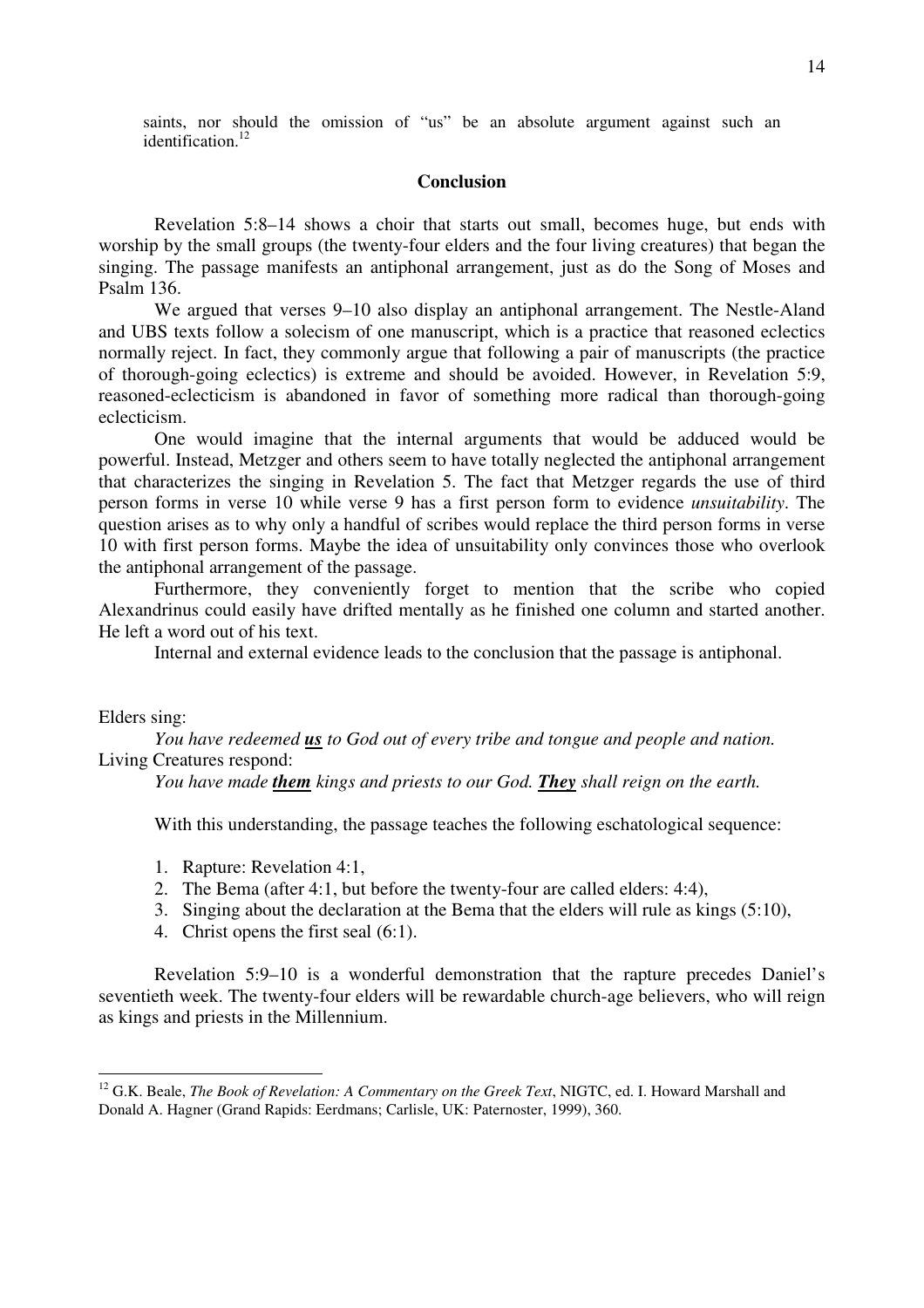saints, nor should the omission of "us" be an absolute argument against such an identification.[12]

## Conclusion

Revelation 5:8–14 shows a choir that starts out small, becomes huge, but ends with worship by the small groups (the twenty-four elders and the four living creatures) that began the singing. The passage manifests an antiphonal arrangement, just as do the Song of Moses and Psalm 136.

We argued that verses 9–10 also display an antiphonal arrangement. The Nestle-Aland and UBS texts follow a solecism of one manuscript, which is a practice that reasoned eclectics normally reject. In fact, they commonly argue that following a pair of manuscripts (the practice of thorough-going eclectics) is extreme and should be avoided. However, in Revelation 5:9, reasoned-eclecticism is abandoned in favor of something more radical than thorough-going eclecticism.

One would imagine that the internal arguments that would be adduced would be powerful. Instead, Metzger and others seem to have totally neglected the antiphonal arrangement that characterizes the singing in Revelation 5. The fact that Metzger regards the use of third person forms in verse 10 while verse 9 has a first person form to evidence *unsuitability*. The question arises as to why only a handful of scribes would replace the third person forms in verse 10 with first person forms. Maybe the idea of unsuitability only convinces those who overlook the antiphonal arrangement of the passage.

Furthermore, they conveniently forget to mention that the scribe who copied Alexandrinus could easily have drifted mentally as he finished one column and started another. He left a word out of his text.

Internal and external evidence leads to the conclusion that the passage is antiphonal.

Elders sing:

> *You have redeemed **us** to God out of every tribe and tongue and people and nation.*

Living Creatures respond:

> *You have made **them** kings and priests to our God. **They** shall reign on the earth.*

With this understanding, the passage teaches the following eschatological sequence:

1. Rapture: Revelation 4:1,
2. The Bema (after 4:1, but before the twenty-four are called elders: 4:4),
3. Singing about the declaration at the Bema that the elders will rule as kings (5:10),
4. Christ opens the first seal (6:1).

Revelation 5:9–10 is a wonderful demonstration that the rapture precedes Daniel's seventieth week. The twenty-four elders will be rewardable church-age believers, who will reign as kings and priests in the Millennium.

---

[12] G.K. Beale, *The Book of Revelation: A Commentary on the Greek Text*, NIGTC, ed. I. Howard Marshall and Donald A. Hagner (Grand Rapids: Eerdmans; Carlisle, UK: Paternoster, 1999), 360.